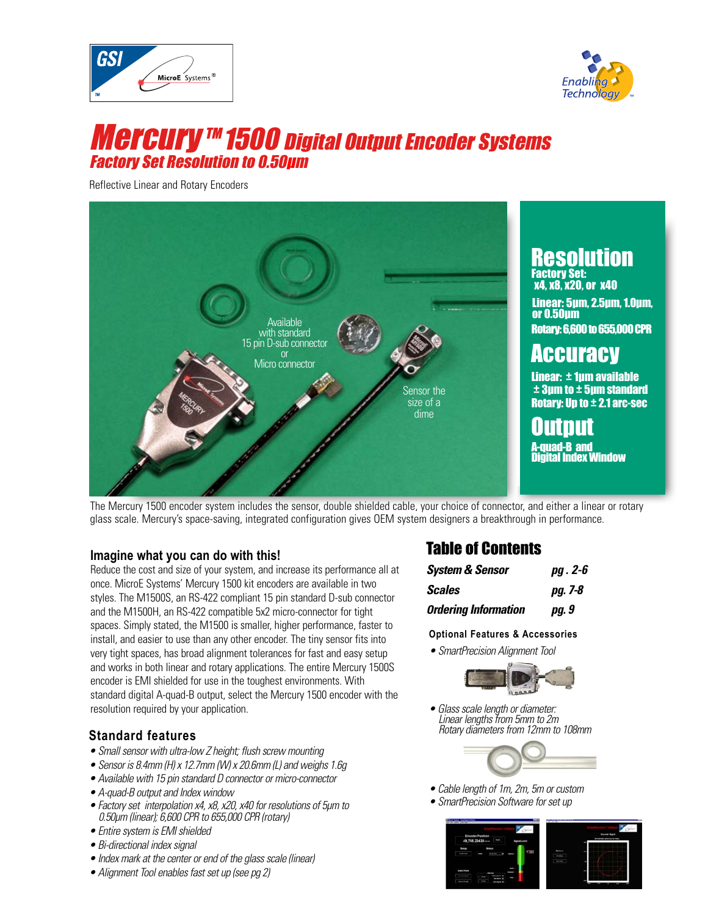# Mercury™ 1500 Digital Output Encoder Systems

## Factory Set Resolution to 0.50µm

Reflective Linear and Rotary Encoders

Available with standard 15 pin D-sub connector or Micro connector

Sensor the size of a dime

## Resolution

**Factory Set:** x4, x8, x20, or x40

**Linear:** 5µm, 2.5µm, 1.0µm, or 0.50µm

**Rotary:** 6,600 to 655,000 CPR

## Accuracy

**Linear:** ± 1µm available ± 3µm to ± 5µm standard

**Rotary:** Up to ± 2.1 arc-sec

## Output

A-quad-B and Digital Index Window

The Mercury 1500 encoder system includes the sensor, double shielded cable, your choice of connector, and either a linear or rotary glass scale. Mercury's space-saving, integrated configuration gives OEM system designers a breakthrough in performance.

### Imagine what you can do with this!

Reduce the cost and size of your system, and increase its performance all at once. MicroE Systems' Mercury 1500 kit encoders are available in two styles. The M1500S, an RS-422 compliant 15 pin standard D-sub connector and the M1500H, an RS-422 compatible 5x2 micro-connector for tight spaces. Simply stated, the M1500 is smaller, higher performance, faster to install, and easier to use than any other encoder. The tiny sensor fits into very tight spaces, has broad alignment tolerances for fast and easy setup and works in both linear and rotary applications. The entire Mercury 1500S encoder is EMI shielded for use in the toughest environments. With standard digital A-quad-B output, select the Mercury 1500 encoder with the resolution required by your application.

### Standard features

- *Small sensor with ultra-low Z height; flush screw mounting*
- *Sensor is 8.4mm (H) x 12.7mm (W) x 20.6mm (L) and weighs 1.6g*
- *Available with 15 pin standard D connector or micro-connector*
- *A-quad-B output and Index window*
- *Factory set interpolation x4, x8, x20, x40 for resolutions of 5µm to 0.50µm (linear); 6,600 CPR to 655,000 CPR (rotary)*
- *Entire system is EMI shielded*
- *Bi-directional index signal*
- *Index mark at the center or end of the glass scale (linear)*
- *Alignment Tool enables fast set up (see pg 2)*

## Table of Contents

| | |
|---|---|
| ***System & Sensor*** | ***pg . 2-6*** |
| ***Scales*** | ***pg. 7-8*** |
| ***Ordering Information*** | ***pg. 9*** |

### Optional Features & Accessories

- *SmartPrecision Alignment Tool*
- *Glass scale length or diameter: Linear lengths from 5mm to 2m Rotary diameters from 12mm to 108mm*
- *Cable length of 1m, 2m, 5m or custom*
- *SmartPrecision Software for set up*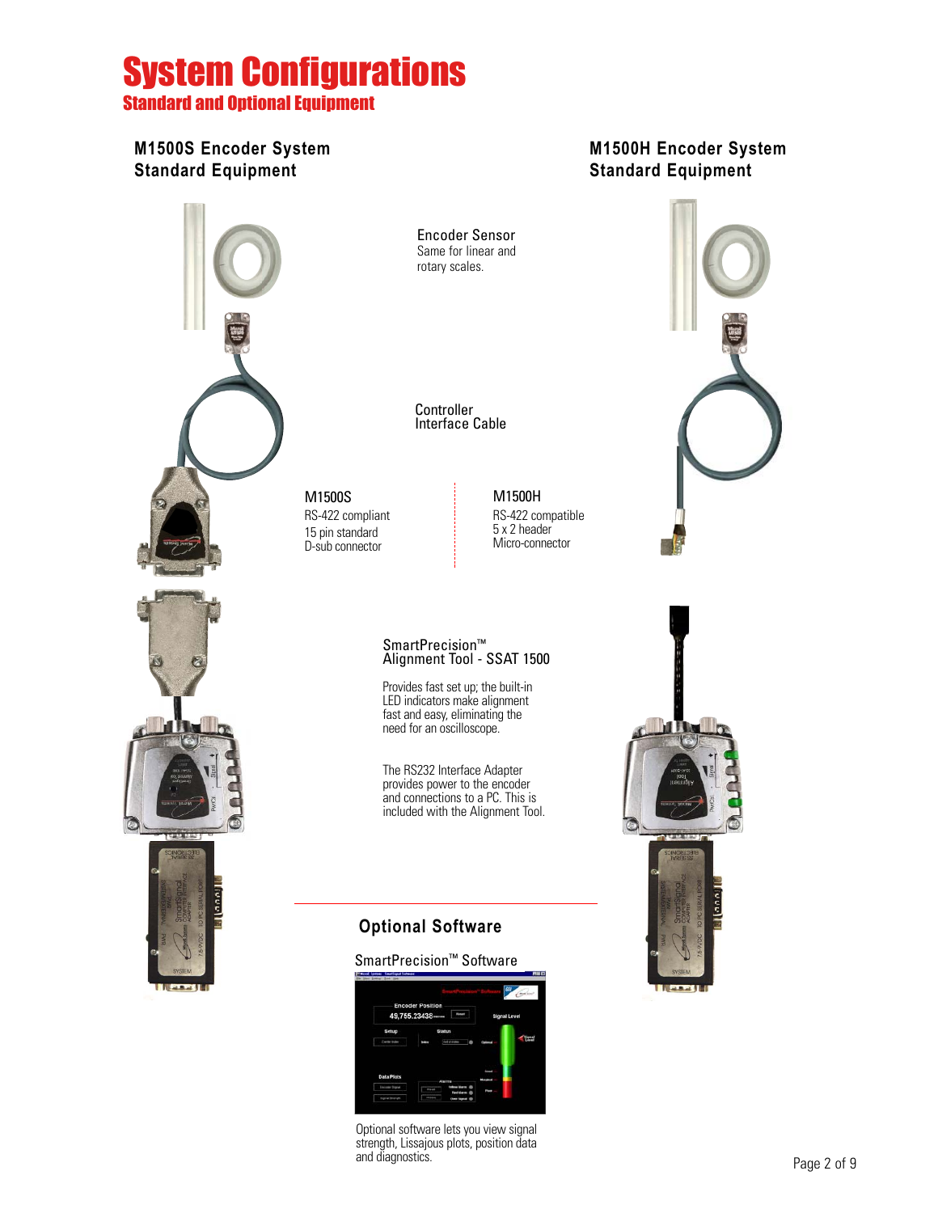# System Configurations

## Standard and Optional Equipment

### M1500S Encoder System Standard Equipment

### M1500H Encoder System Standard Equipment

**Encoder Sensor**
Same for linear and rotary scales.

**Controller Interface Cable**

**M1500S**
RS-422 compliant
15 pin standard D-sub connector

**M1500H**
RS-422 compatible
5 x 2 header
Micro-connector

**SmartPrecision™ Alignment Tool - SSAT 1500**

Provides fast set up; the built-in LED indicators make alignment fast and easy, eliminating the need for an oscilloscope.

The RS232 Interface Adapter provides power to the encoder and connections to a PC. This is included with the Alignment Tool.

### Optional Software

**SmartPrecision™ Software**

Optional software lets you view signal strength, Lissajous plots, position data and diagnostics.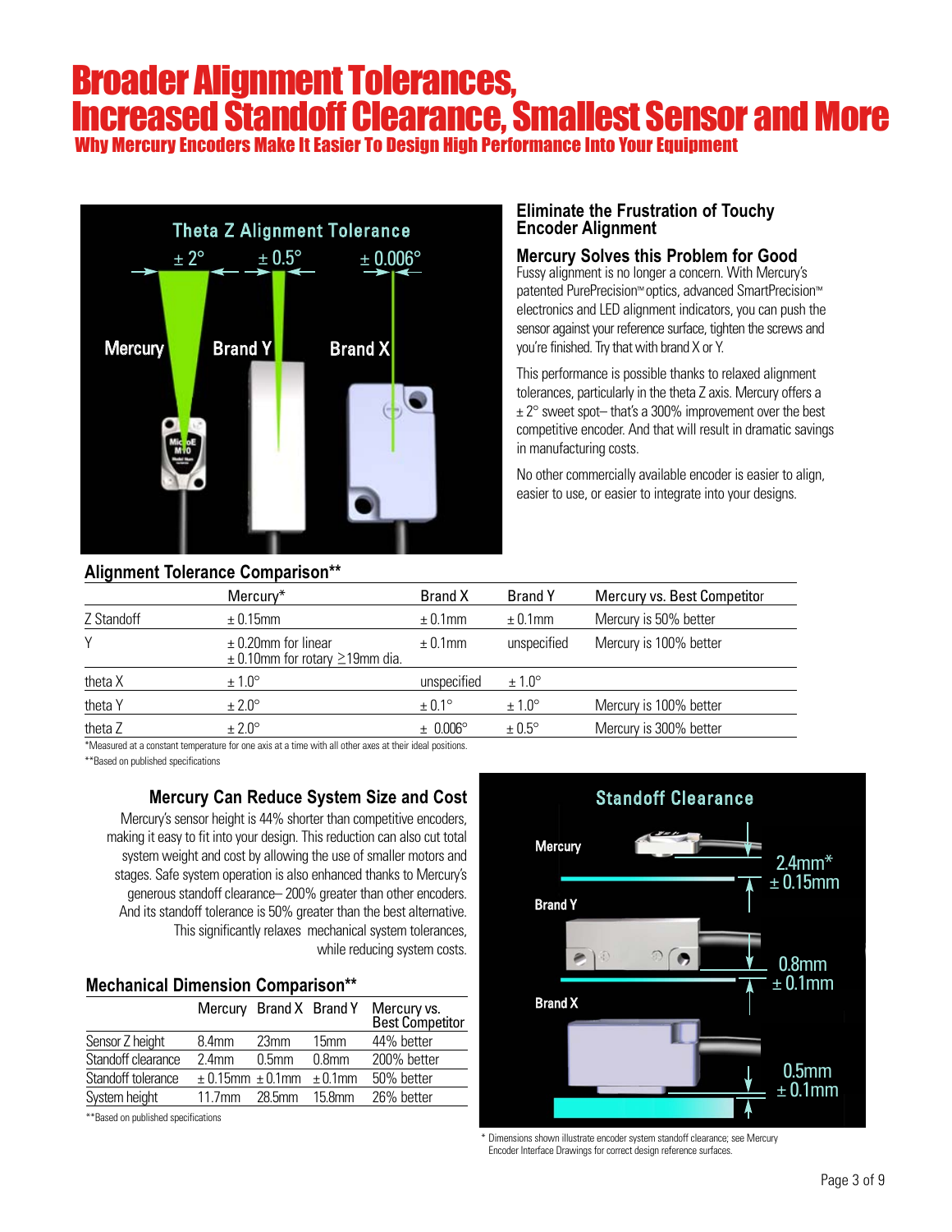# Broader Alignment Tolerances, Increased Standoff Clearance, Smallest Sensor and More

## Why Mercury Encoders Make It Easier To Design High Performance Into Your Equipment

### Eliminate the Frustration of Touchy Encoder Alignment

### Mercury Solves this Problem for Good

Fussy alignment is no longer a concern. With Mercury's patented PurePrecision™ optics, advanced SmartPrecision™ electronics and LED alignment indicators, you can push the sensor against your reference surface, tighten the screws and you're finished. Try that with brand X or Y.

This performance is possible thanks to relaxed alignment tolerances, particularly in the theta Z axis. Mercury offers a ± 2° sweet spot– that's a 300% improvement over the best competitive encoder. And that will result in dramatic savings in manufacturing costs.

No other commercially available encoder is easier to align, easier to use, or easier to integrate into your designs.

### Alignment Tolerance Comparison**

| | Mercury* | Brand X | Brand Y | Mercury vs. Best Competitor |
|---|---|---|---|---|
| Z Standoff | ± 0.15mm | ± 0.1mm | ± 0.1mm | Mercury is 50% better |
| Y | ± 0.20mm for linear<br>± 0.10mm for rotary ≥19mm dia. | ± 0.1mm | unspecified | Mercury is 100% better |
| theta X | ± 1.0° | unspecified | ± 1.0° | |
| theta Y | ± 2.0° | ± 0.1° | ± 1.0° | Mercury is 100% better |
| theta Z | ± 2.0° | ± 0.006° | ± 0.5° | Mercury is 300% better |

*Measured at a constant temperature for one axis at a time with all other axes at their ideal positions.
**Based on published specifications

### Mercury Can Reduce System Size and Cost

Mercury's sensor height is 44% shorter than competitive encoders, making it easy to fit into your design. This reduction can also cut total system weight and cost by allowing the use of smaller motors and stages. Safe system operation is also enhanced thanks to Mercury's generous standoff clearance– 200% greater than other encoders. And its standoff tolerance is 50% greater than the best alternative. This significantly relaxes mechanical system tolerances, while reducing system costs.

### Mechanical Dimension Comparison**

| | Mercury | Brand X | Brand Y | Mercury vs. Best Competitor |
|---|---|---|---|---|
| Sensor Z height | 8.4mm | 23mm | 15mm | 44% better |
| Standoff clearance | 2.4mm | 0.5mm | 0.8mm | 200% better |
| Standoff tolerance | ± 0.15mm | ± 0.1mm | ± 0.1mm | 50% better |
| System height | 11.7mm | 28.5mm | 15.8mm | 26% better |

**Based on published specifications

* Dimensions shown illustrate encoder system standoff clearance; see Mercury Encoder Interface Drawings for correct design reference surfaces.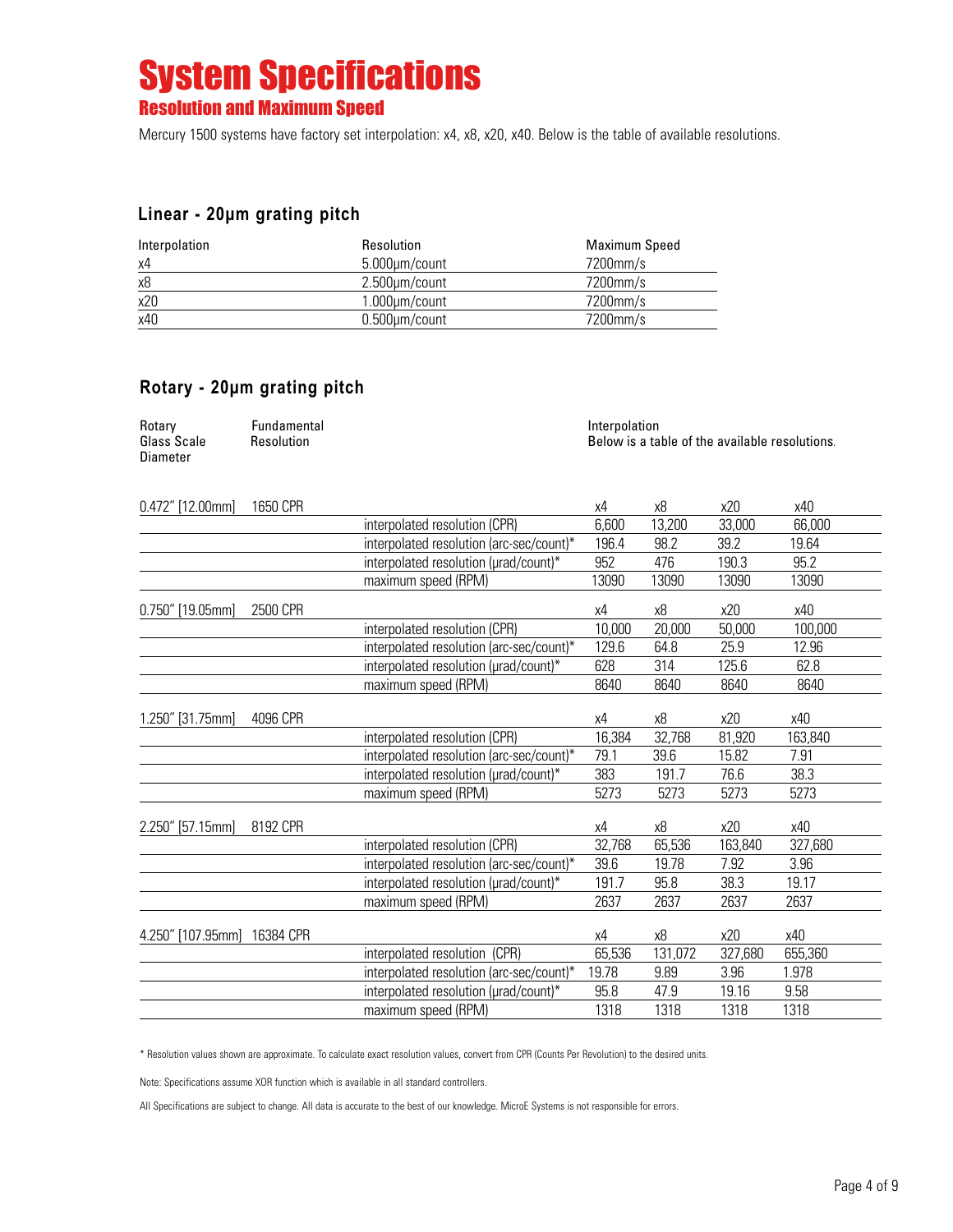# System Specifications

## Resolution and Maximum Speed

Mercury 1500 systems have factory set interpolation: x4, x8, x20, x40. Below is the table of available resolutions.

### Linear - 20µm grating pitch

| Interpolation | Resolution | Maximum Speed |
| --- | --- | --- |
| x4 | 5.000µm/count | 7200mm/s |
| x8 | 2.500µm/count | 7200mm/s |
| x20 | 1.000µm/count | 7200mm/s |
| x40 | 0.500µm/count | 7200mm/s |

### Rotary - 20µm grating pitch

| Rotary Glass Scale Diameter | Fundamental Resolution | | Interpolation<br>Below is a table of the available resolutions. | | | |
| --- | --- | --- | --- | --- | --- | --- |
| 0.472" [12.00mm] | 1650 CPR | | x4 | x8 | x20 | x40 |
| | | interpolated resolution (CPR) | 6,600 | 13,200 | 33,000 | 66,000 |
| | | interpolated resolution (arc-sec/count)* | 196.4 | 98.2 | 39.2 | 19.64 |
| | | interpolated resolution (µrad/count)* | 952 | 476 | 190.3 | 95.2 |
| | | maximum speed (RPM) | 13090 | 13090 | 13090 | 13090 |
| 0.750" [19.05mm] | 2500 CPR | | x4 | x8 | x20 | x40 |
| | | interpolated resolution (CPR) | 10,000 | 20,000 | 50,000 | 100,000 |
| | | interpolated resolution (arc-sec/count)* | 129.6 | 64.8 | 25.9 | 12.96 |
| | | interpolated resolution (µrad/count)* | 628 | 314 | 125.6 | 62.8 |
| | | maximum speed (RPM) | 8640 | 8640 | 8640 | 8640 |
| 1.250" [31.75mm] | 4096 CPR | | x4 | x8 | x20 | x40 |
| | | interpolated resolution (CPR) | 16,384 | 32,768 | 81,920 | 163,840 |
| | | interpolated resolution (arc-sec/count)* | 79.1 | 39.6 | 15.82 | 7.91 |
| | | interpolated resolution (µrad/count)* | 383 | 191.7 | 76.6 | 38.3 |
| | | maximum speed (RPM) | 5273 | 5273 | 5273 | 5273 |
| 2.250" [57.15mm] | 8192 CPR | | x4 | x8 | x20 | x40 |
| | | interpolated resolution (CPR) | 32,768 | 65,536 | 163,840 | 327,680 |
| | | interpolated resolution (arc-sec/count)* | 39.6 | 19.78 | 7.92 | 3.96 |
| | | interpolated resolution (µrad/count)* | 191.7 | 95.8 | 38.3 | 19.17 |
| | | maximum speed (RPM) | 2637 | 2637 | 2637 | 2637 |
| 4.250" [107.95mm] | 16384 CPR | | x4 | x8 | x20 | x40 |
| | | interpolated resolution (CPR) | 65,536 | 131,072 | 327,680 | 655,360 |
| | | interpolated resolution (arc-sec/count)* | 19.78 | 9.89 | 3.96 | 1.978 |
| | | interpolated resolution (µrad/count)* | 95.8 | 47.9 | 19.16 | 9.58 |
| | | maximum speed (RPM) | 1318 | 1318 | 1318 | 1318 |

* Resolution values shown are approximate. To calculate exact resolution values, convert from CPR (Counts Per Revolution) to the desired units.

Note: Specifications assume XOR function which is available in all standard controllers.

All Specifications are subject to change. All data is accurate to the best of our knowledge. MicroE Systems is not responsible for errors.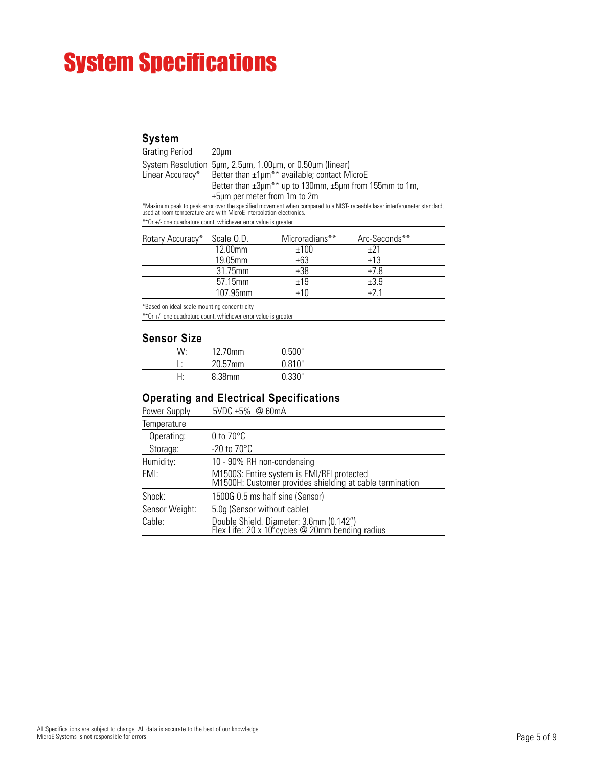# System Specifications

## System

| | |
|---|---|
| Grating Period | 20µm |
| System Resolution | 5µm, 2.5µm, 1.00µm, or 0.50µm (linear) |
| Linear Accuracy* | Better than ±1µm** available; contact MicroE<br>Better than ±3µm** up to 130mm, ±5µm from 155mm to 1m,<br>±5µm per meter from 1m to 2m |

*Maximum peak to peak error over the specified movement when compared to a NIST-traceable laser interferometer standard, used at room temperature and with MicroE interpolation electronics.

**Or +/- one quadrature count, whichever error value is greater.

| Rotary Accuracy* | Scale O.D. | Microradians** | Arc-Seconds** |
|---|---|---|---|
| | 12.00mm | ±100 | ±21 |
| | 19.05mm | ±63 | ±13 |
| | 31.75mm | ±38 | ±7.8 |
| | 57.15mm | ±19 | ±3.9 |
| | 107.95mm | ±10 | ±2.1 |

*Based on ideal scale mounting concentricity

**Or +/- one quadrature count, whichever error value is greater.

## Sensor Size

| | | |
|---|---|---|
| W: | 12.70mm | 0.500" |
| L: | 20.57mm | 0.810" |
| H: | 8.38mm | 0.330" |

## Operating and Electrical Specifications

| | |
|---|---|
| Power Supply | 5VDC ±5% @ 60mA |
| Temperature | |
| Operating: | 0 to 70°C |
| Storage: | -20 to 70°C |
| Humidity: | 10 - 90% RH non-condensing |
| EMI: | M1500S: Entire system is EMI/RFI protected<br>M1500H: Customer provides shielding at cable termination |
| Shock: | 1500G 0.5 ms half sine (Sensor) |
| Sensor Weight: | 5.0g (Sensor without cable) |
| Cable: | Double Shield. Diameter: 3.6mm (0.142")<br>Flex Life: 20 x $10^6$ cycles @ 20mm bending radius |

All Specifications are subject to change. All data is accurate to the best of our knowledge. MicroE Systems is not responsible for errors.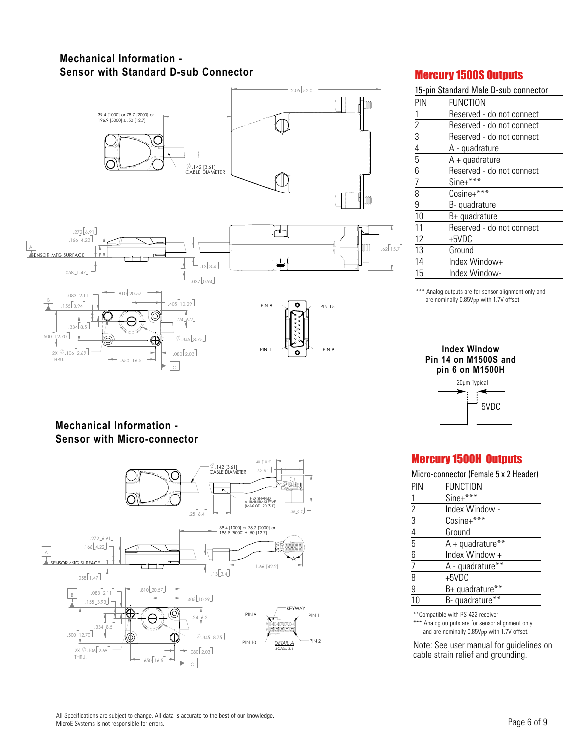## Mechanical Information - Sensor with Standard D-sub Connector

2.05 [52.0]

39.4 [1000] or 78.7 [2000] or 196.9 [5000] ± .50 [12.7]

∅.142 [3.61] CABLE DIAMETER

.272 [6.91]
.166 [4.22]
A SENSOR MTG SURFACE
.058 [1.47]
.13 [3.4]
.037 [0.94]
.62 [15.7]

.083 [2.11]
.155 [3.94]
B
.810 [20.57]
.405 [10.29]
.24 [6.2]
.334 [8.5]
.500 [12.70]
∅.345 [8.75]
2X ∅.106 [2.69] THRU.
.650 [16.5]
.080 [2.03]
C

PIN 8, PIN 15, PIN 1, PIN 9

## Mercury 1500S Outputs

15-pin Standard Male D-sub connector

| PIN | FUNCTION |
|---|---|
| 1 | Reserved - do not connect |
| 2 | Reserved - do not connect |
| 3 | Reserved - do not connect |
| 4 | A - quadrature |
| 5 | A + quadrature |
| 6 | Reserved - do not connect |
| 7 | Sine+*** |
| 8 | Cosine+*** |
| 9 | B- quadrature |
| 10 | B+ quadrature |
| 11 | Reserved - do not connect |
| 12 | +5VDC |
| 13 | Ground |
| 14 | Index Window+ |
| 15 | Index Window- |

*** Analog outputs are for sensor alignment only and are nominally 0.85Vpp with 1.7V offset.

**Index Window**
**Pin 14 on M1500S and pin 6 on M1500H**

20µm Typical

5VDC

## Mechanical Information - Sensor with Micro-connector

∅.142 [3.61] CABLE DIAMETER
.40 [10.2]
.32 [8.1]
HEX SHAPED ALUMINUM SLEEVE (MAX OD .20 [5.1])
.25 [6.4]
.38 [9.7]

39.4 [1000] or 78.7 [2000] or 196.9 [5000] ± .50 [12.7]
.272 [6.91]
.166 [4.22]
A SENSOR MTG SURFACE
.058 [1.47]
.13 [3.4]
1.66 [42.2]

.083 [2.11]
.155 [3.93]
B
.810 [20.57]
.405 [10.29]
.24 [6.2]
.334 [8.5]
.500 [12.70]
∅.345 [8.75]
2X ∅.106 [2.69] THRU.
.650 [16.5]
.080 [2.03]
C

KEYWAY, PIN 9, PIN 1, PIN 10, PIN 2
DETAIL A SCALE 3:1

## Mercury 1500H Outputs

Micro-connector (Female 5 x 2 Header)

| PIN | FUNCTION |
|---|---|
| 1 | Sine+*** |
| 2 | Index Window - |
| 3 | Cosine+*** |
| 4 | Ground |
| 5 | A + quadrature** |
| 6 | Index Window + |
| 7 | A - quadrature** |
| 8 | +5VDC |
| 9 | B+ quadrature** |
| 10 | B- quadrature** |

**Compatible with RS-422 receiver

*** Analog outputs are for sensor alignment only and are nominally 0.85Vpp with 1.7V offset.

Note: See user manual for guidelines on cable strain relief and grounding.

All Specifications are subject to change. All data is accurate to the best of our knowledge. MicroE Systems is not responsible for errors.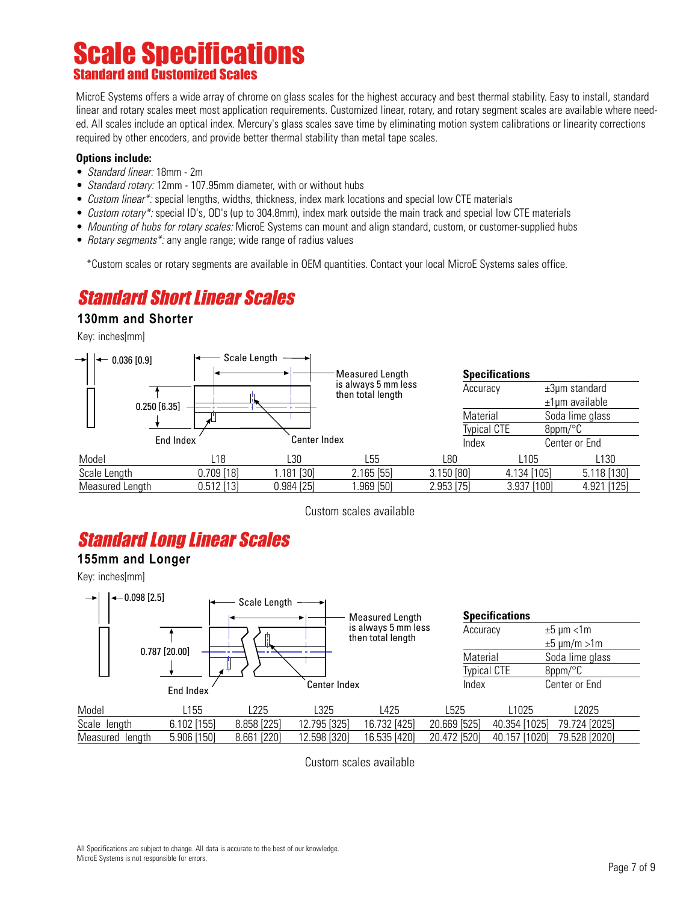# Scale Specifications

## Standard and Customized Scales

MicroE Systems offers a wide array of chrome on glass scales for the highest accuracy and best thermal stability. Easy to install, standard linear and rotary scales meet most application requirements. Customized linear, rotary, and rotary segment scales are available where needed. All scales include an optical index. Mercury's glass scales save time by eliminating motion system calibrations or linearity corrections required by other encoders, and provide better thermal stability than metal tape scales.

**Options include:**

- *Standard linear:* 18mm - 2m
- *Standard rotary:* 12mm - 107.95mm diameter, with or without hubs
- *Custom linear\*:* special lengths, widths, thickness, index mark locations and special low CTE materials
- *Custom rotary\*:* special ID's, OD's (up to 304.8mm), index mark outside the main track and special low CTE materials
- *Mounting of hubs for rotary scales:* MicroE Systems can mount and align standard, custom, or customer-supplied hubs
- *Rotary segments\*:* any angle range; wide range of radius values

\*Custom scales or rotary segments are available in OEM quantities. Contact your local MicroE Systems sales office.

## *Standard Short Linear Scales*

### 130mm and Shorter

Key: inches[mm]

0.036 [0.9] — Scale Length — 0.250 [6.35] — End Index — Center Index

Measured Length is always 5 mm less then total length

| Specifications | |
|---|---|
| Accuracy | ±3µm standard<br>±1µm available |
| Material | Soda lime glass |
| Typical CTE | 8ppm/°C |
| Index | Center or End |

| Model | L18 | L30 | L55 | L80 | L105 | L130 |
|---|---|---|---|---|---|---|
| Scale Length | 0.709 [18] | 1.181 [30] | 2.165 [55] | 3.150 [80] | 4.134 [105] | 5.118 [130] |
| Measured Length | 0.512 [13] | 0.984 [25] | 1.969 [50] | 2.953 [75] | 3.937 [100] | 4.921 [125] |

Custom scales available

## *Standard Long Linear Scales*

### 155mm and Longer

Key: inches[mm]

0.098 [2.5] — Scale Length — 0.787 [20.00] — End Index — Center Index

Measured Length is always 5 mm less then total length

| Specifications | |
|---|---|
| Accuracy | ±5 µm <1m<br>±5 µm/m >1m |
| Material | Soda lime glass |
| Typical CTE | 8ppm/°C |
| Index | Center or End |

| Model | L155 | L225 | L325 | L425 | L525 | L1025 | L2025 |
|---|---|---|---|---|---|---|---|
| Scale length | 6.102 [155] | 8.858 [225] | 12.795 [325] | 16.732 [425] | 20.669 [525] | 40.354 [1025] | 79.724 [2025] |
| Measured length | 5.906 [150] | 8.661 [220] | 12.598 [320] | 16.535 [420] | 20.472 [520] | 40.157 [1020] | 79.528 [2020] |

Custom scales available

All Specifications are subject to change. All data is accurate to the best of our knowledge.
MicroE Systems is not responsible for errors.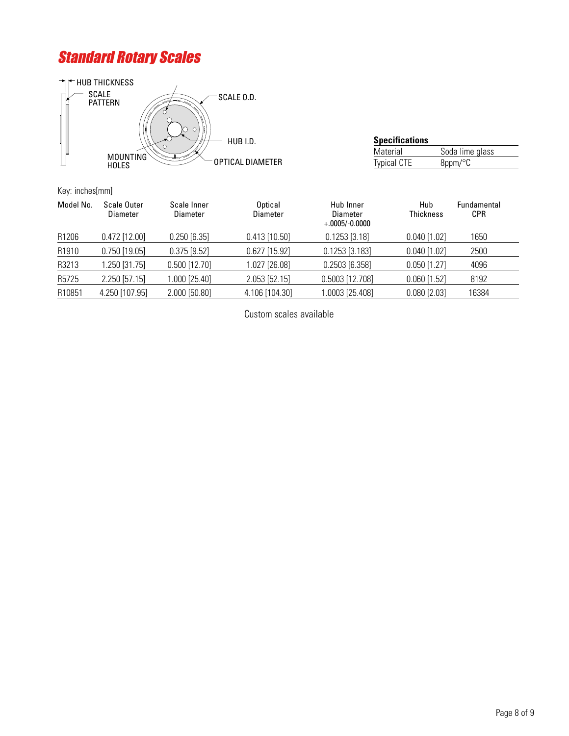## *Standard Rotary Scales*

HUB THICKNESS
SCALE PATTERN
SCALE O.D.
HUB I.D.
MOUNTING HOLES
OPTICAL DIAMETER

| **Specifications** | |
|---|---|
| Material | Soda lime glass |
| Typical CTE | 8ppm/°C |

Key: inches[mm]

| Model No. | Scale Outer Diameter | Scale Inner Diameter | Optical Diameter | Hub Inner Diameter +.0005/-0.0000 | Hub Thickness | Fundamental CPR |
|---|---|---|---|---|---|---|
| R1206 | 0.472 [12.00] | 0.250 [6.35] | 0.413 [10.50] | 0.1253 [3.18] | 0.040 [1.02] | 1650 |
| R1910 | 0.750 [19.05] | 0.375 [9.52] | 0.627 [15.92] | 0.1253 [3.183] | 0.040 [1.02] | 2500 |
| R3213 | 1.250 [31.75] | 0.500 [12.70] | 1.027 [26.08] | 0.2503 [6.358] | 0.050 [1.27] | 4096 |
| R5725 | 2.250 [57.15] | 1.000 [25.40] | 2.053 [52.15] | 0.5003 [12.708] | 0.060 [1.52] | 8192 |
| R10851 | 4.250 [107.95] | 2.000 [50.80] | 4.106 [104.30] | 1.0003 [25.408] | 0.080 [2.03] | 16384 |

Custom scales available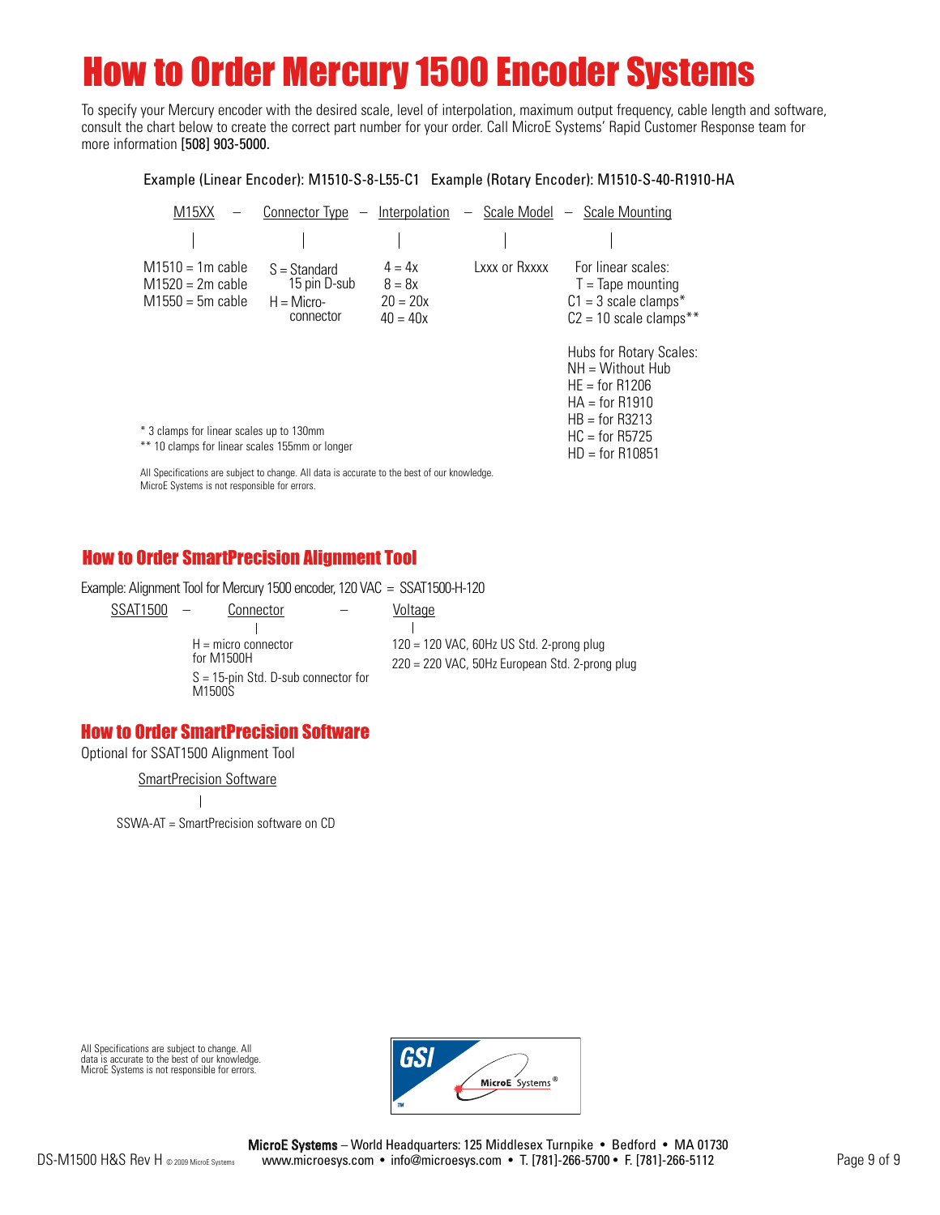# How to Order Mercury 1500 Encoder Systems

To specify your Mercury encoder with the desired scale, level of interpolation, maximum output frequency, cable length and software, consult the chart below to create the correct part number for your order. Call MicroE Systems' Rapid Customer Response team for more information [508] 903-5000.

Example (Linear Encoder): M1510-S-8-L55-C1   Example (Rotary Encoder): M1510-S-40-R1910-HA

| M15XX | Connector Type | Interpolation | Scale Model | Scale Mounting |
|---|---|---|---|---|
| M1510 = 1m cable<br>M1520 = 2m cable<br>M1550 = 5m cable | S = Standard 15 pin D-sub<br>H = Micro-connector | 4 = 4x<br>8 = 8x<br>20 = 20x<br>40 = 40x | Lxxx or Rxxxx | For linear scales:<br>T = Tape mounting<br>C1 = 3 scale clamps*<br>C2 = 10 scale clamps**<br><br>Hubs for Rotary Scales:<br>NH = Without Hub<br>HE = for R1206<br>HA = for R1910<br>HB = for R3213<br>HC = for R5725<br>HD = for R10851 |

\* 3 clamps for linear scales up to 130mm
\** 10 clamps for linear scales 155mm or longer

All Specifications are subject to change. All data is accurate to the best of our knowledge. MicroE Systems is not responsible for errors.

## How to Order SmartPrecision Alignment Tool

Example: Alignment Tool for Mercury 1500 encoder, 120 VAC = SSAT1500-H-120

| SSAT1500 | Connector | Voltage |
|---|---|---|
| | H = micro connector for M1500H<br>S = 15-pin Std. D-sub connector for M1500S | 120 = 120 VAC, 60Hz US Std. 2-prong plug<br>220 = 220 VAC, 50Hz European Std. 2-prong plug |

## How to Order SmartPrecision Software

Optional for SSAT1500 Alignment Tool

SmartPrecision Software

SSWA-AT = SmartPrecision software on CD

All Specifications are subject to change. All data is accurate to the best of our knowledge. MicroE Systems is not responsible for errors.

GSI MicroE Systems®

**MicroE Systems** – World Headquarters: 125 Middlesex Turnpike • Bedford • MA 01730
www.microesys.com • info@microesys.com • T. [781]-266-5700 • F. [781]-266-5112

DS-M1500 H&S Rev H © 2009 MicroE Systems